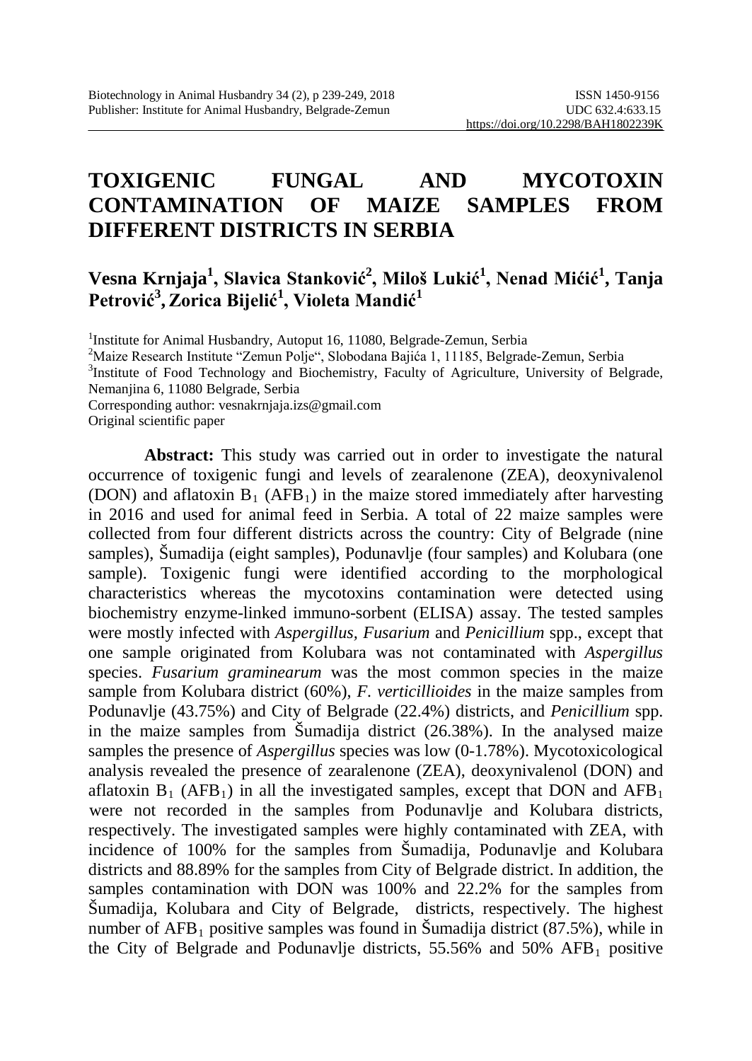# TOXIGENIC FUNGAL AND MYCOTOXIN CONTAMINATION OF MAIZE SAMPLES FROM DIFFERENT DISTRICTS IN SERBIA

**Vesna Krnjaja[1], Slavica Stanković[2], Miloš Lukić[1], Nenad Mićić[1], Tanja Petrović[3], Zorica Bijelić[1], Violeta Mandić[1]**

[1]Institute for Animal Husbandry, Autoput 16, 11080, Belgrade-Zemun, Serbia
[2]Maize Research Institute "Zemun Polje", Slobodana Bajića 1, 11185, Belgrade-Zemun, Serbia
[3]Institute of Food Technology and Biochemistry, Faculty of Agriculture, University of Belgrade, Nemanjina 6, 11080 Belgrade, Serbia
Corresponding author: vesnakrnjaja.izs@gmail.com
Original scientific paper

**Abstract:** This study was carried out in order to investigate the natural occurrence of toxigenic fungi and levels of zearalenone (ZEA), deoxynivalenol (DON) and aflatoxin $B_1$ ($AFB_1$) in the maize stored immediately after harvesting in 2016 and used for animal feed in Serbia. A total of 22 maize samples were collected from four different districts across the country: City of Belgrade (nine samples), Šumadija (eight samples), Podunavlje (four samples) and Kolubara (one sample). Toxigenic fungi were identified according to the morphological characteristics whereas the mycotoxins contamination were detected using biochemistry enzyme-linked immuno-sorbent (ELISA) assay. The tested samples were mostly infected with *Aspergillus*, *Fusarium* and *Penicillium* spp., except that one sample originated from Kolubara was not contaminated with *Aspergillus* species. *Fusarium graminearum* was the most common species in the maize sample from Kolubara district (60%), *F. verticillioides* in the maize samples from Podunavlje (43.75%) and City of Belgrade (22.4%) districts, and *Penicillium* spp. in the maize samples from Šumadija district (26.38%). In the analysed maize samples the presence of *Aspergillus* species was low (0-1.78%). Mycotoxicological analysis revealed the presence of zearalenone (ZEA), deoxynivalenol (DON) and aflatoxin $B_1$ ($AFB_1$) in all the investigated samples, except that DON and $AFB_1$ were not recorded in the samples from Podunavlje and Kolubara districts, respectively. The investigated samples were highly contaminated with ZEA, with incidence of 100% for the samples from Šumadija, Podunavlje and Kolubara districts and 88.89% for the samples from City of Belgrade district. In addition, the samples contamination with DON was 100% and 22.2% for the samples from Šumadija, Kolubara and City of Belgrade, districts, respectively. The highest number of $AFB_1$ positive samples was found in Šumadija district (87.5%), while in the City of Belgrade and Podunavlje districts, 55.56% and 50% $AFB_1$ positive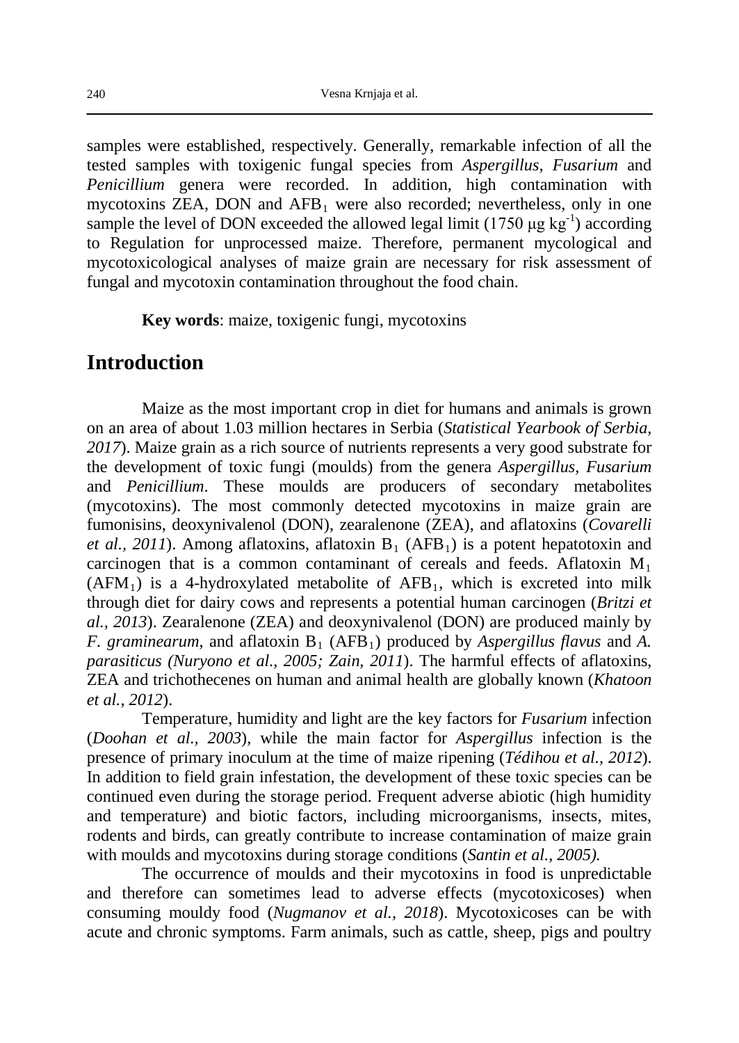samples were established, respectively. Generally, remarkable infection of all the tested samples with toxigenic fungal species from *Aspergillus*, *Fusarium* and *Penicillium* genera were recorded. In addition, high contamination with mycotoxins ZEA, DON and $AFB_1$ were also recorded; nevertheless, only in one sample the level of DON exceeded the allowed legal limit (1750 μg $kg^{-1}$) according to Regulation for unprocessed maize. Therefore, permanent mycological and mycotoxicological analyses of maize grain are necessary for risk assessment of fungal and mycotoxin contamination throughout the food chain.

**Key words**: maize, toxigenic fungi, mycotoxins

## Introduction

Maize as the most important crop in diet for humans and animals is grown on an area of about 1.03 million hectares in Serbia (*Statistical Yearbook of Serbia, 2017*). Maize grain as a rich source of nutrients represents a very good substrate for the development of toxic fungi (moulds) from the genera *Aspergillus, Fusarium* and *Penicillium*. These moulds are producers of secondary metabolites (mycotoxins). The most commonly detected mycotoxins in maize grain are fumonisins, deoxynivalenol (DON), zearalenone (ZEA), and aflatoxins (*Covarelli et al., 2011*). Among aflatoxins, aflatoxin $B_1$ ($AFB_1$) is a potent hepatotoxin and carcinogen that is a common contaminant of cereals and feeds. Aflatoxin $M_1$ ($AFM_1$) is a 4-hydroxylated metabolite of $AFB_1$, which is excreted into milk through diet for dairy cows and represents a potential human carcinogen (*Britzi et al., 2013*). Zearalenone (ZEA) and deoxynivalenol (DON) are produced mainly by *F. graminearum*, and aflatoxin $B_1$ ($AFB_1$) produced by *Aspergillus flavus* and *A. parasiticus (Nuryono et al., 2005; Zain, 2011*). The harmful effects of aflatoxins, ZEA and trichothecenes on human and animal health are globally known (*Khatoon et al., 2012*).

Temperature, humidity and light are the key factors for *Fusarium* infection (*Doohan et al., 2003*), while the main factor for *Aspergillus* infection is the presence of primary inoculum at the time of maize ripening (*Tédihou et al., 2012*). In addition to field grain infestation, the development of these toxic species can be continued even during the storage period. Frequent adverse abiotic (high humidity and temperature) and biotic factors, including microorganisms, insects, mites, rodents and birds, can greatly contribute to increase contamination of maize grain with moulds and mycotoxins during storage conditions (*Santin et al., 2005).*

The occurrence of moulds and their mycotoxins in food is unpredictable and therefore can sometimes lead to adverse effects (mycotoxicoses) when consuming mouldy food (*Nugmanov et al., 2018*). Mycotoxicoses can be with acute and chronic symptoms. Farm animals, such as cattle, sheep, pigs and poultry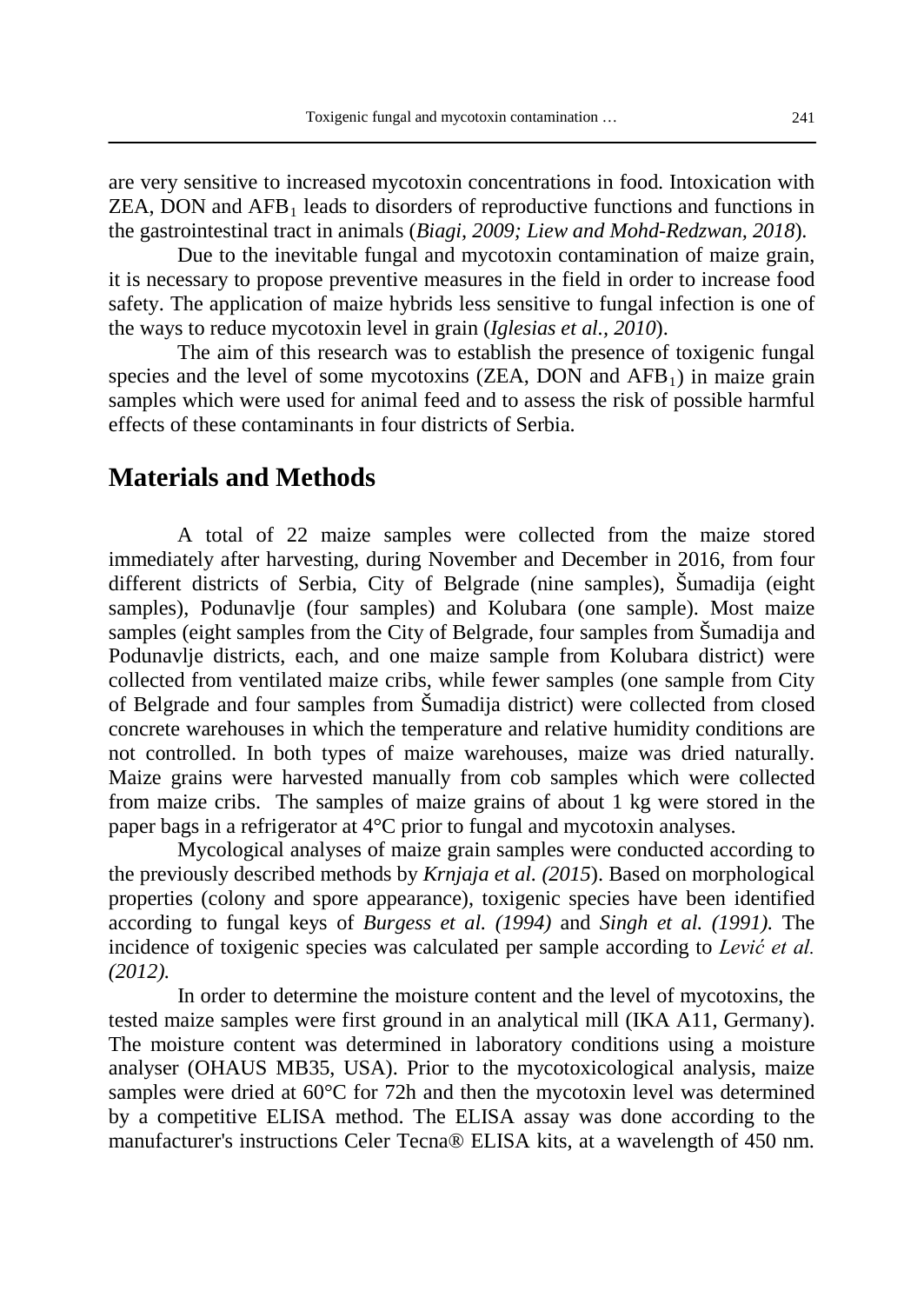are very sensitive to increased mycotoxin concentrations in food. Intoxication with ZEA, DON and $AFB_1$ leads to disorders of reproductive functions and functions in the gastrointestinal tract in animals (*Biagi, 2009; Liew and Mohd-Redzwan, 2018*).

Due to the inevitable fungal and mycotoxin contamination of maize grain, it is necessary to propose preventive measures in the field in order to increase food safety. The application of maize hybrids less sensitive to fungal infection is one of the ways to reduce mycotoxin level in grain (*Iglesias et al., 2010*).

The aim of this research was to establish the presence of toxigenic fungal species and the level of some mycotoxins (ZEA, DON and $AFB_1$) in maize grain samples which were used for animal feed and to assess the risk of possible harmful effects of these contaminants in four districts of Serbia.

## Materials and Methods

A total of 22 maize samples were collected from the maize stored immediately after harvesting, during November and December in 2016, from four different districts of Serbia, City of Belgrade (nine samples), Šumadija (eight samples), Podunavlje (four samples) and Kolubara (one sample). Most maize samples (eight samples from the City of Belgrade, four samples from Šumadija and Podunavlje districts, each, and one maize sample from Kolubara district) were collected from ventilated maize cribs, while fewer samples (one sample from City of Belgrade and four samples from Šumadija district) were collected from closed concrete warehouses in which the temperature and relative humidity conditions are not controlled. In both types of maize warehouses, maize was dried naturally. Maize grains were harvested manually from cob samples which were collected from maize cribs. The samples of maize grains of about 1 kg were stored in the paper bags in a refrigerator at 4°C prior to fungal and mycotoxin analyses.

Mycological analyses of maize grain samples were conducted according to the previously described methods by *Krnjaja et al. (2015*). Based on morphological properties (colony and spore appearance), toxigenic species have been identified according to fungal keys of *Burgess et al. (1994)* and *Singh et al. (1991).* The incidence of toxigenic species was calculated per sample according to *Lević et al. (2012).*

In order to determine the moisture content and the level of mycotoxins, the tested maize samples were first ground in an analytical mill (IKA A11, Germany). The moisture content was determined in laboratory conditions using a moisture analyser (OHAUS MB35, USA). Prior to the mycotoxicological analysis, maize samples were dried at 60°C for 72h and then the mycotoxin level was determined by a competitive ELISA method. The ELISA assay was done according to the manufacturer's instructions Celer Tecna® ELISA kits, at a wavelength of 450 nm.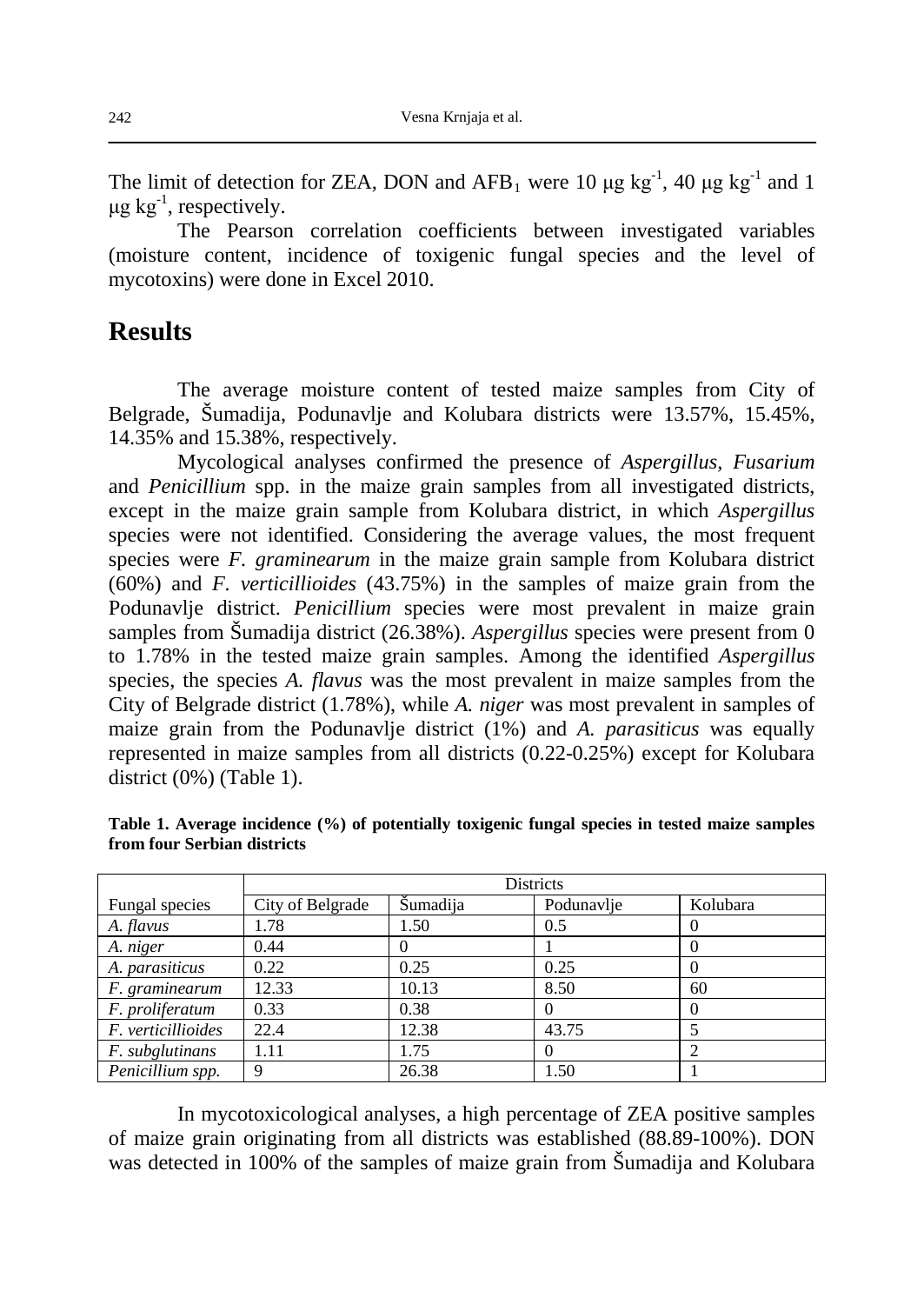The limit of detection for ZEA, DON and $AFB_1$ were 10 μg $kg^{-1}$, 40 μg $kg^{-1}$ and 1 μg $kg^{-1}$, respectively.

The Pearson correlation coefficients between investigated variables (moisture content, incidence of toxigenic fungal species and the level of mycotoxins) were done in Excel 2010.

## Results

The average moisture content of tested maize samples from City of Belgrade, Šumadija, Podunavlje and Kolubara districts were 13.57%, 15.45%, 14.35% and 15.38%, respectively.

Mycological analyses confirmed the presence of *Aspergillus*, *Fusarium* and *Penicillium* spp. in the maize grain samples from all investigated districts, except in the maize grain sample from Kolubara district, in which *Aspergillus* species were not identified. Considering the average values, the most frequent species were *F. graminearum* in the maize grain sample from Kolubara district (60%) and *F. verticillioides* (43.75%) in the samples of maize grain from the Podunavlje district. *Penicillium* species were most prevalent in maize grain samples from Šumadija district (26.38%). *Aspergillus* species were present from 0 to 1.78% in the tested maize grain samples. Among the identified *Aspergillus* species, the species *A. flavus* was the most prevalent in maize samples from the City of Belgrade district (1.78%), while *A. niger* was most prevalent in samples of maize grain from the Podunavlje district (1%) and *A. parasiticus* was equally represented in maize samples from all districts (0.22-0.25%) except for Kolubara district (0%) (Table 1).

**Table 1. Average incidence (%) of potentially toxigenic fungal species in tested maize samples from four Serbian districts**

| | Districts | | | |
|---|---|---|---|---|
| Fungal species | City of Belgrade | Šumadija | Podunavlje | Kolubara |
| *A. flavus* | 1.78 | 1.50 | 0.5 | 0 |
| *A. niger* | 0.44 | 0 | 1 | 0 |
| *A. parasiticus* | 0.22 | 0.25 | 0.25 | 0 |
| *F. graminearum* | 12.33 | 10.13 | 8.50 | 60 |
| *F. proliferatum* | 0.33 | 0.38 | 0 | 0 |
| *F. verticillioides* | 22.4 | 12.38 | 43.75 | 5 |
| *F. subglutinans* | 1.11 | 1.75 | 0 | 2 |
| *Penicillium spp.* | 9 | 26.38 | 1.50 | 1 |

In mycotoxicological analyses, a high percentage of ZEA positive samples of maize grain originating from all districts was established (88.89-100%). DON was detected in 100% of the samples of maize grain from Šumadija and Kolubara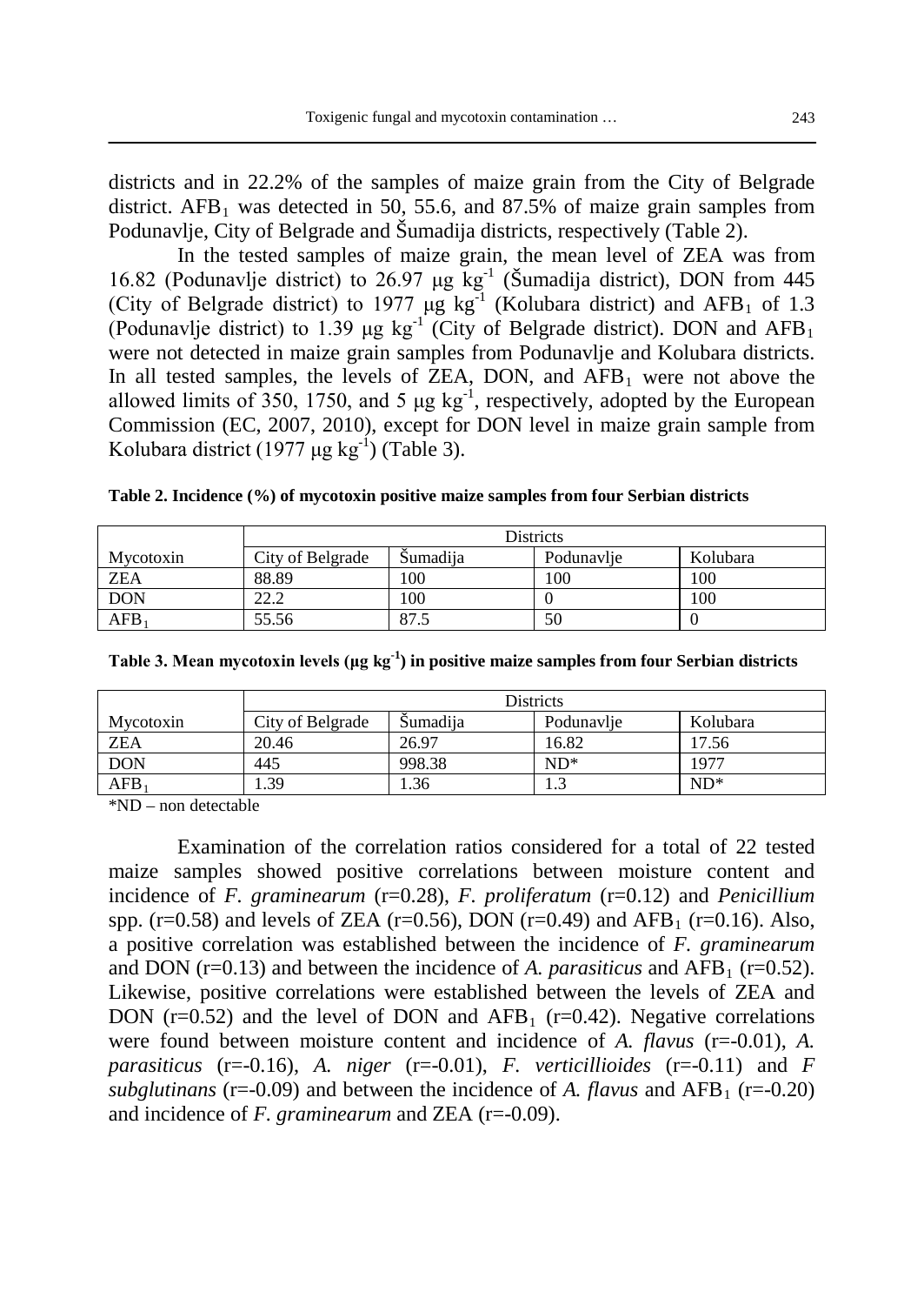districts and in 22.2% of the samples of maize grain from the City of Belgrade district. $AFB_1$ was detected in 50, 55.6, and 87.5% of maize grain samples from Podunavlje, City of Belgrade and Šumadija districts, respectively (Table 2).

In the tested samples of maize grain, the mean level of ZEA was from 16.82 (Podunavlje district) to 26.97 μg $kg^{-1}$ (Šumadija district), DON from 445 (City of Belgrade district) to 1977 μg $kg^{-1}$ (Kolubara district) and $AFB_1$ of 1.3 (Podunavlje district) to 1.39 μg $kg^{-1}$ (City of Belgrade district). DON and $AFB_1$ were not detected in maize grain samples from Podunavlje and Kolubara districts. In all tested samples, the levels of ZEA, DON, and $AFB_1$ were not above the allowed limits of 350, 1750, and 5 μg $kg^{-1}$, respectively, adopted by the European Commission (EC, 2007, 2010), except for DON level in maize grain sample from Kolubara district (1977 μg $kg^{-1}$) (Table 3).

**Table 2. Incidence (%) of mycotoxin positive maize samples from four Serbian districts**

| | Districts | | | |
|---|---|---|---|---|
| Mycotoxin | City of Belgrade | Šumadija | Podunavlje | Kolubara |
| ZEA | 88.89 | 100 | 100 | 100 |
| DON | 22.2 | 100 | 0 | 100 |
| $AFB_1$ | 55.56 | 87.5 | 50 | 0 |

**Table 3. Mean mycotoxin levels (μg $kg^{-1}$) in positive maize samples from four Serbian districts**

| | Districts | | | |
|---|---|---|---|---|
| Mycotoxin | City of Belgrade | Šumadija | Podunavlje | Kolubara |
| ZEA | 20.46 | 26.97 | 16.82 | 17.56 |
| DON | 445 | 998.38 | ND* | 1977 |
| $AFB_1$ | 1.39 | 1.36 | 1.3 | ND* |

*ND – non detectable

Examination of the correlation ratios considered for a total of 22 tested maize samples showed positive correlations between moisture content and incidence of *F. graminearum* (r=0.28), *F. proliferatum* (r=0.12) and *Penicillium* spp. (r=0.58) and levels of ZEA (r=0.56), DON (r=0.49) and $AFB_1$ (r=0.16). Also, a positive correlation was established between the incidence of *F. graminearum* and DON (r=0.13) and between the incidence of *A. parasiticus* and $AFB_1$ (r=0.52). Likewise, positive correlations were established between the levels of ZEA and DON (r=0.52) and the level of DON and $AFB_1$ (r=0.42). Negative correlations were found between moisture content and incidence of *A. flavus* (r=-0.01), *A. parasiticus* (r=-0.16), *A. niger* (r=-0.01), *F. verticillioides* (r=-0.11) and *F subglutinans* (r=-0.09) and between the incidence of *A. flavus* and $AFB_1$ (r=-0.20) and incidence of *F. graminearum* and ZEA (r=-0.09).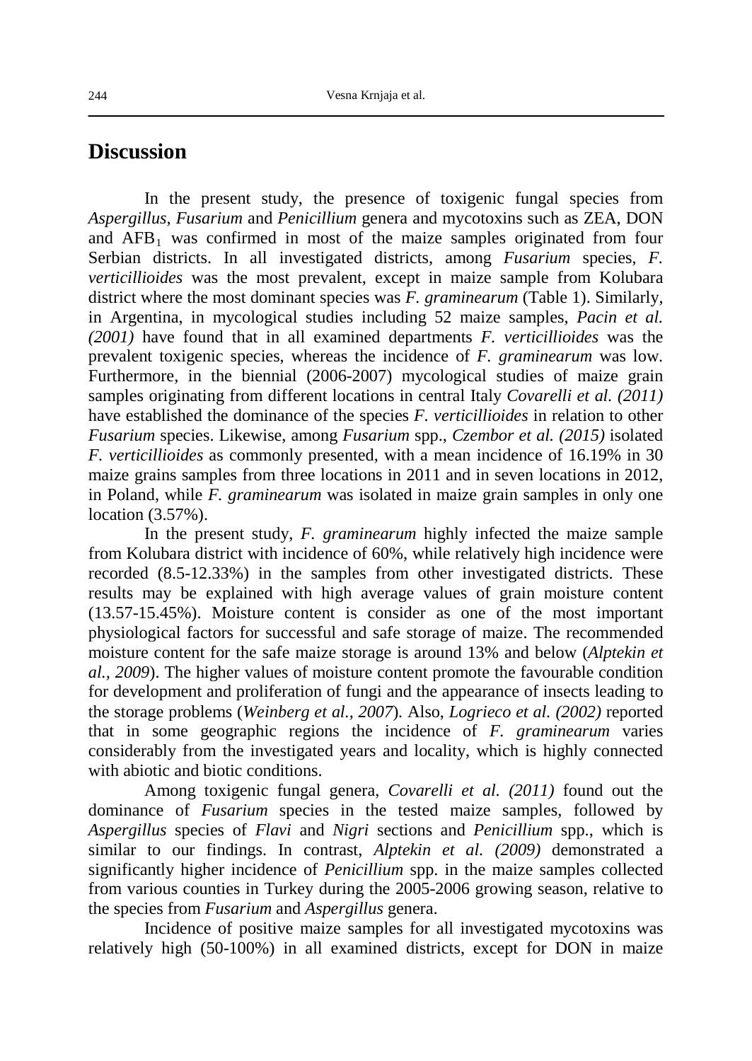## Discussion

In the present study, the presence of toxigenic fungal species from *Aspergillus, Fusarium* and *Penicillium* genera and mycotoxins such as ZEA, DON and $AFB_1$ was confirmed in most of the maize samples originated from four Serbian districts. In all investigated districts, among *Fusarium* species, *F. verticillioides* was the most prevalent, except in maize sample from Kolubara district where the most dominant species was *F. graminearum* (Table 1). Similarly, in Argentina, in mycological studies including 52 maize samples, *Pacin et al. (2001)* have found that in all examined departments *F. verticillioides* was the prevalent toxigenic species, whereas the incidence of *F. graminearum* was low. Furthermore, in the biennial (2006-2007) mycological studies of maize grain samples originating from different locations in central Italy *Covarelli et al. (2011)* have established the dominance of the species *F. verticillioides* in relation to other *Fusarium* species. Likewise, among *Fusarium* spp., *Czembor et al. (2015)* isolated *F. verticillioides* as commonly presented, with a mean incidence of 16.19% in 30 maize grains samples from three locations in 2011 and in seven locations in 2012, in Poland, while *F. graminearum* was isolated in maize grain samples in only one location (3.57%).

In the present study, *F. graminearum* highly infected the maize sample from Kolubara district with incidence of 60%, while relatively high incidence were recorded (8.5-12.33%) in the samples from other investigated districts. These results may be explained with high average values of grain moisture content (13.57-15.45%). Moisture content is consider as one of the most important physiological factors for successful and safe storage of maize. The recommended moisture content for the safe maize storage is around 13% and below (*Alptekin et al., 2009*). The higher values of moisture content promote the favourable condition for development and proliferation of fungi and the appearance of insects leading to the storage problems (*Weinberg et al., 2007*). Also, *Logrieco et al. (2002)* reported that in some geographic regions the incidence of *F. graminearum* varies considerably from the investigated years and locality, which is highly connected with abiotic and biotic conditions.

Among toxigenic fungal genera, *Covarelli et al. (2011)* found out the dominance of *Fusarium* species in the tested maize samples, followed by *Aspergillus* species of *Flavi* and *Nigri* sections and *Penicillium* spp., which is similar to our findings. In contrast, *Alptekin et al. (2009)* demonstrated a significantly higher incidence of *Penicillium* spp. in the maize samples collected from various counties in Turkey during the 2005-2006 growing season, relative to the species from *Fusarium* and *Aspergillus* genera.

Incidence of positive maize samples for all investigated mycotoxins was relatively high (50-100%) in all examined districts, except for DON in maize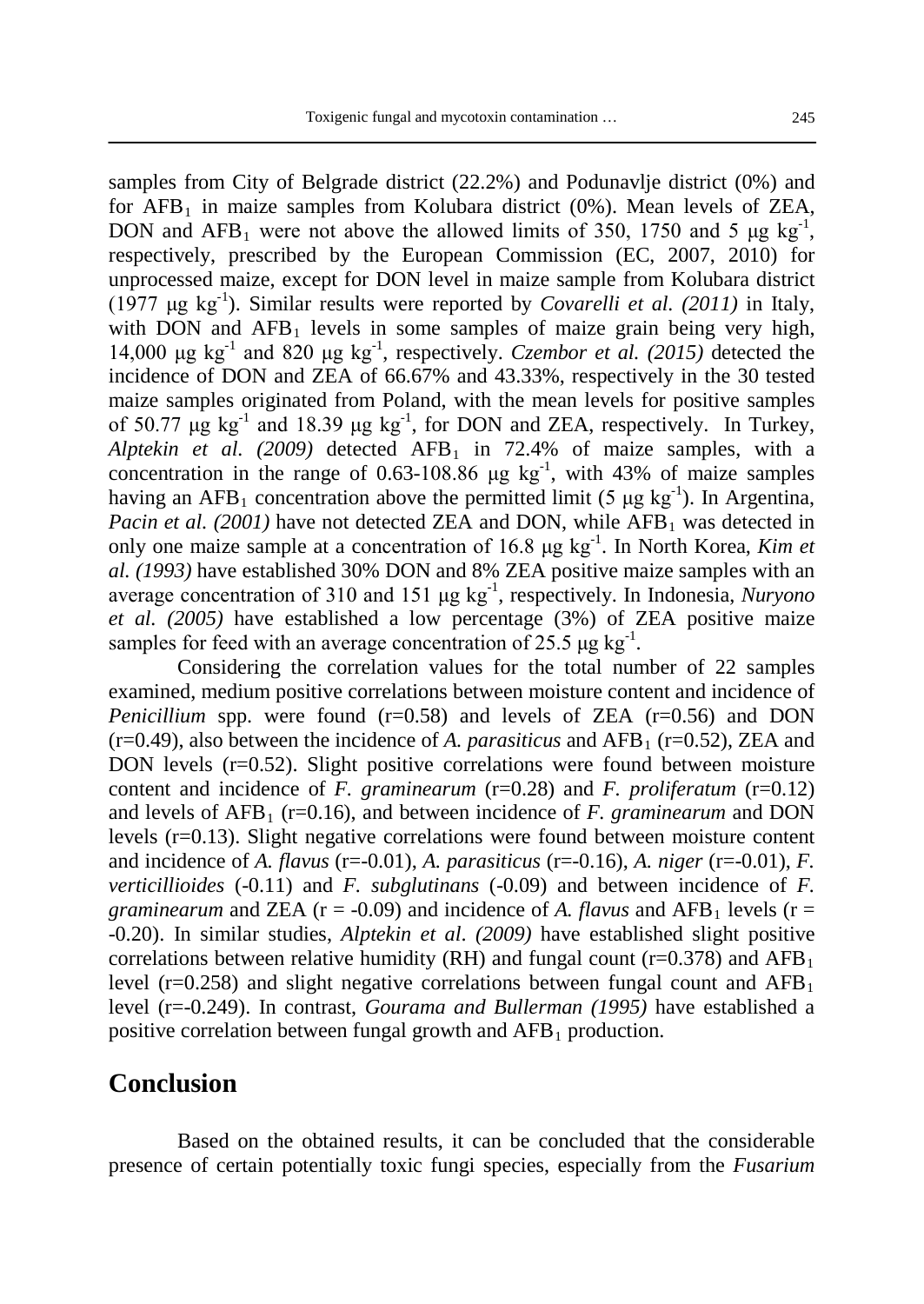samples from City of Belgrade district (22.2%) and Podunavlje district (0%) and for $AFB_1$ in maize samples from Kolubara district (0%). Mean levels of ZEA, DON and $AFB_1$ were not above the allowed limits of 350, 1750 and 5 μg $kg^{-1}$, respectively, prescribed by the European Commission (EC, 2007, 2010) for unprocessed maize, except for DON level in maize sample from Kolubara district (1977 μg $kg^{-1}$). Similar results were reported by *Covarelli et al. (2011)* in Italy, with DON and $AFB_1$ levels in some samples of maize grain being very high, 14,000 μg $kg^{-1}$ and 820 μg $kg^{-1}$, respectively. *Czembor et al. (2015)* detected the incidence of DON and ZEA of 66.67% and 43.33%, respectively in the 30 tested maize samples originated from Poland, with the mean levels for positive samples of 50.77 μg $kg^{-1}$ and 18.39 μg $kg^{-1}$, for DON and ZEA, respectively. In Turkey, *Alptekin et al. (2009)* detected $AFB_1$ in 72.4% of maize samples, with a concentration in the range of 0.63-108.86 μg $kg^{-1}$, with 43% of maize samples having an $AFB_1$ concentration above the permitted limit (5 μg $kg^{-1}$). In Argentina, *Pacin et al. (2001)* have not detected ZEA and DON, while $AFB_1$ was detected in only one maize sample at a concentration of 16.8 μg $kg^{-1}$. In North Korea, *Kim et al. (1993)* have established 30% DON and 8% ZEA positive maize samples with an average concentration of 310 and 151 μg $kg^{-1}$, respectively. In Indonesia, *Nuryono et al. (2005)* have established a low percentage (3%) of ZEA positive maize samples for feed with an average concentration of 25.5 μg $kg^{-1}$.

Considering the correlation values for the total number of 22 samples examined, medium positive correlations between moisture content and incidence of *Penicillium* spp. were found (r=0.58) and levels of ZEA (r=0.56) and DON (r=0.49), also between the incidence of *A. parasiticus* and $AFB_1$ (r=0.52), ZEA and DON levels (r=0.52). Slight positive correlations were found between moisture content and incidence of *F. graminearum* (r=0.28) and *F. proliferatum* (r=0.12) and levels of $AFB_1$ (r=0.16), and between incidence of *F. graminearum* and DON levels (r=0.13). Slight negative correlations were found between moisture content and incidence of *A. flavus* (r=-0.01), *A. parasiticus* (r=-0.16), *A. niger* (r=-0.01), *F. verticillioides* (-0.11) and *F. subglutinans* (-0.09) and between incidence of *F. graminearum* and ZEA (r = -0.09) and incidence of *A. flavus* and $AFB_1$ levels (r = -0.20). In similar studies, *Alptekin et al. (2009)* have established slight positive correlations between relative humidity (RH) and fungal count (r=0.378) and $AFB_1$ level (r=0.258) and slight negative correlations between fungal count and $AFB_1$ level (r=-0.249). In contrast, *Gourama and Bullerman (1995)* have established a positive correlation between fungal growth and $AFB_1$ production.

## Conclusion

Based on the obtained results, it can be concluded that the considerable presence of certain potentially toxic fungi species, especially from the *Fusarium*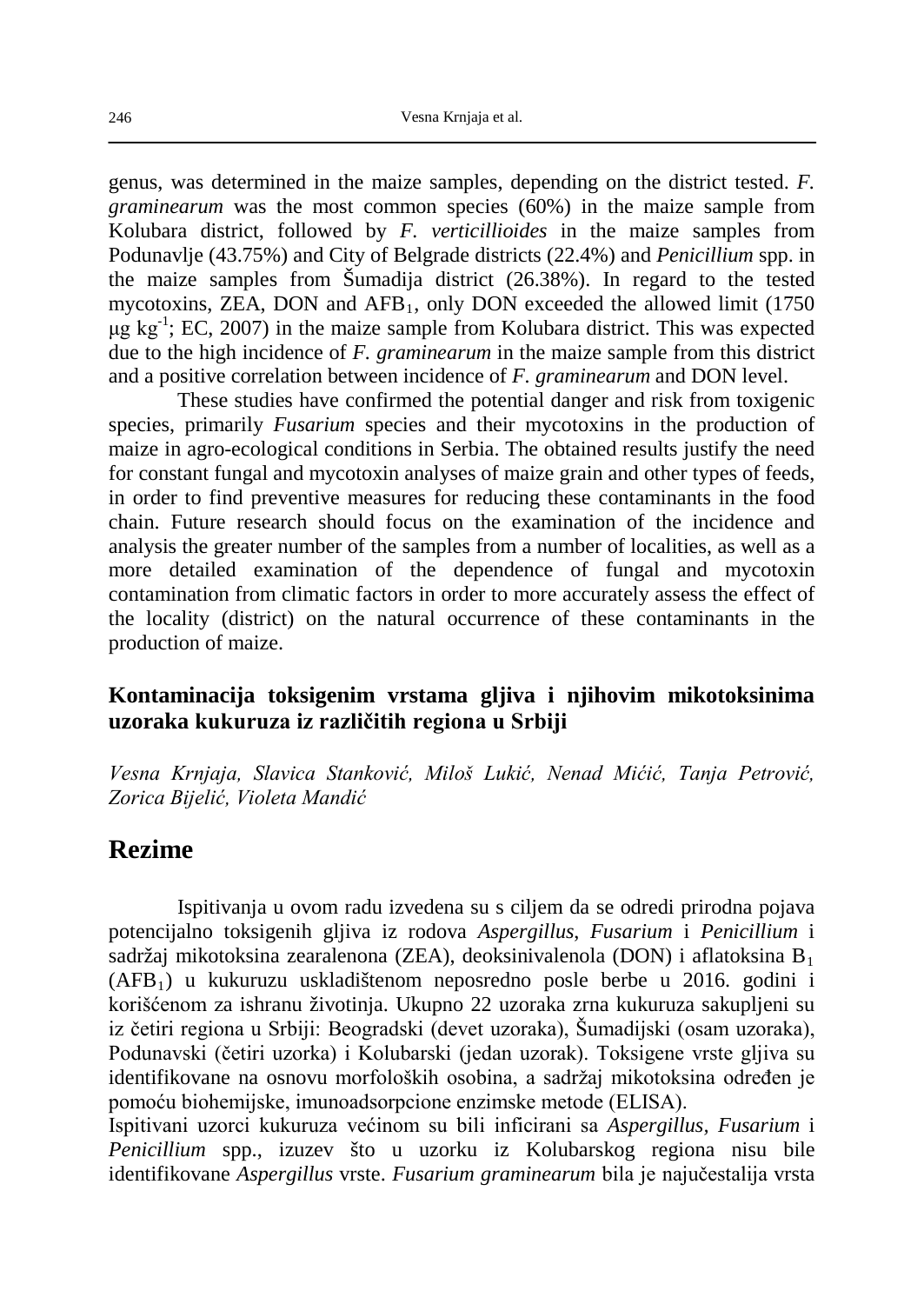genus, was determined in the maize samples, depending on the district tested. *F. graminearum* was the most common species (60%) in the maize sample from Kolubara district, followed by *F. verticillioides* in the maize samples from Podunavlje (43.75%) and City of Belgrade districts (22.4%) and *Penicillium* spp. in the maize samples from Šumadija district (26.38%). In regard to the tested mycotoxins, ZEA, DON and $AFB_1$, only DON exceeded the allowed limit (1750 μg $kg^{-1}$; EC, 2007) in the maize sample from Kolubara district. This was expected due to the high incidence of *F. graminearum* in the maize sample from this district and a positive correlation between incidence of *F. graminearum* and DON level.

These studies have confirmed the potential danger and risk from toxigenic species, primarily *Fusarium* species and their mycotoxins in the production of maize in agro-ecological conditions in Serbia. The obtained results justify the need for constant fungal and mycotoxin analyses of maize grain and other types of feeds, in order to find preventive measures for reducing these contaminants in the food chain. Future research should focus on the examination of the incidence and analysis the greater number of the samples from a number of localities, as well as a more detailed examination of the dependence of fungal and mycotoxin contamination from climatic factors in order to more accurately assess the effect of the locality (district) on the natural occurrence of these contaminants in the production of maize.

### Kontaminacija toksigenim vrstama gljiva i njihovim mikotoksinima uzoraka kukuruza iz različitih regiona u Srbiji

*Vesna Krnjaja, Slavica Stanković, Miloš Lukić, Nenad Mićić, Tanja Petrović, Zorica Bijelić, Violeta Mandić*

## Rezime

Ispitivanja u ovom radu izvedena su s ciljem da se odredi prirodna pojava potencijalno toksigenih gljiva iz rodova *Aspergillus*, *Fusarium* i *Penicillium* i sadržaj mikotoksina zearalenona (ZEA), deoksinivalenola (DON) i aflatoksina $B_1$ ($AFB_1$) u kukuruzu uskladištenom neposredno posle berbe u 2016. godini i korišćenom za ishranu životinja. Ukupno 22 uzoraka zrna kukuruza sakupljeni su iz četiri regiona u Srbiji: Beogradski (devet uzoraka), Šumadijski (osam uzoraka), Podunavski (četiri uzorka) i Kolubarski (jedan uzorak). Toksigene vrste gljiva su identifikovane na osnovu morfoloških osobina, a sadržaj mikotoksina određen je pomoću biohemijske, imunoadsorpcione enzimske metode (ELISA).

Ispitivani uzorci kukuruza većinom su bili inficirani sa *Aspergillus*, *Fusarium* i *Penicillium* spp., izuzev što u uzorku iz Kolubarskog regiona nisu bile identifikovane *Aspergillus* vrste. *Fusarium graminearum* bila je najučestalija vrsta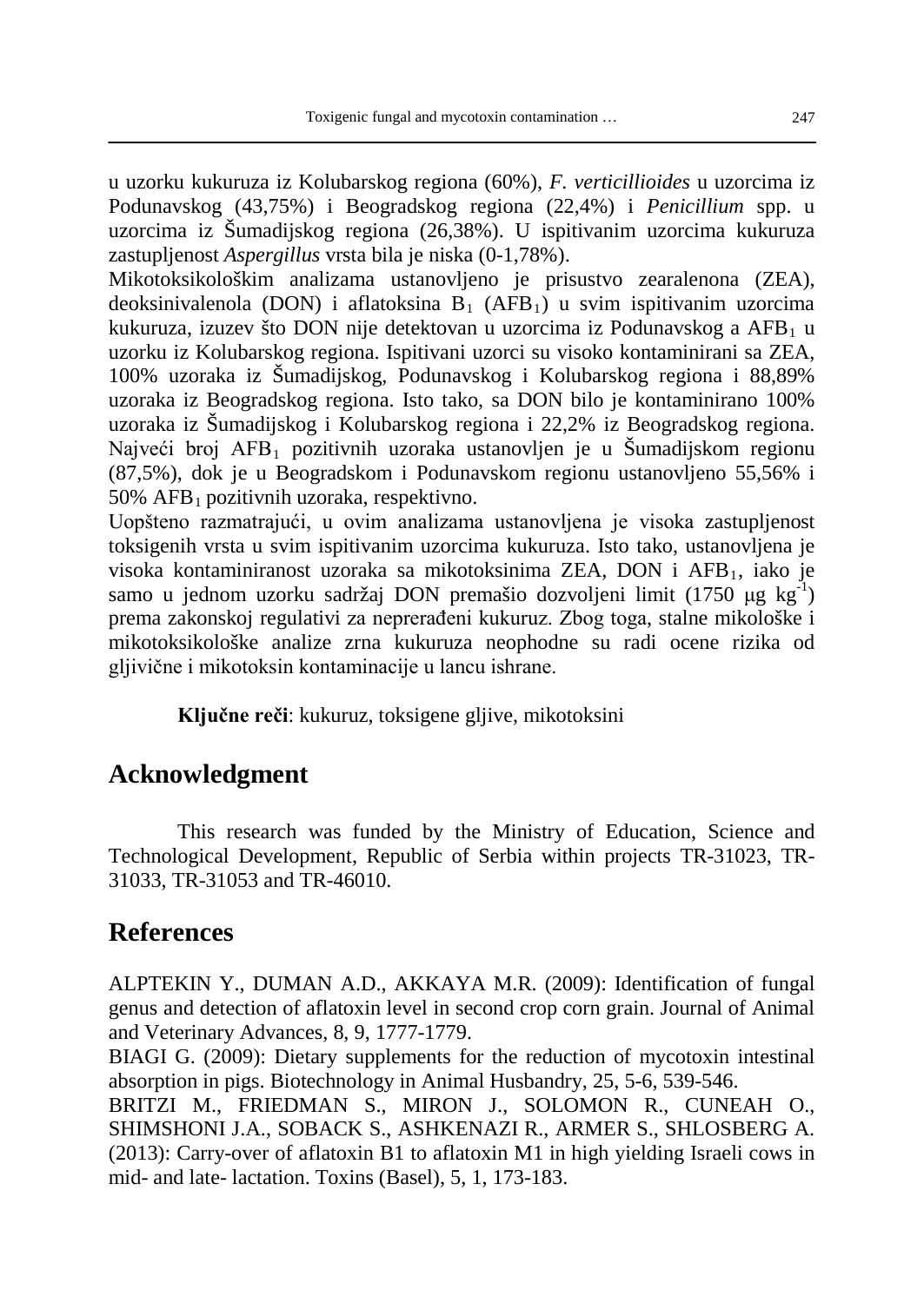u uzorku kukuruza iz Kolubarskog regiona (60%), *F. verticillioides* u uzorcima iz Podunavskog (43,75%) i Beogradskog regiona (22,4%) i *Penicillium* spp. u uzorcima iz Šumadijskog regiona (26,38%). U ispitivanim uzorcima kukuruza zastupljenost *Aspergillus* vrsta bila je niska (0-1,78%).

Mikotoksikološkim analizama ustanovljeno je prisustvo zearalenona (ZEA), deoksinivalenola (DON) i aflatoksina $B_1$ ($AFB_1$) u svim ispitivanim uzorcima kukuruza, izuzev što DON nije detektovan u uzorcima iz Podunavskog a $AFB_1$ u uzorku iz Kolubarskog regiona. Ispitivani uzorci su visoko kontaminirani sa ZEA, 100% uzoraka iz Šumadijskog, Podunavskog i Kolubarskog regiona i 88,89% uzoraka iz Beogradskog regiona. Isto tako, sa DON bilo je kontaminirano 100% uzoraka iz Šumadijskog i Kolubarskog regiona i 22,2% iz Beogradskog regiona. Najveći broj $AFB_1$ pozitivnih uzoraka ustanovljen je u Šumadijskom regionu (87,5%), dok je u Beogradskom i Podunavskom regionu ustanovljeno 55,56% i 50% $AFB_1$ pozitivnih uzoraka, respektivno.

Uopšteno razmatrajući, u ovim analizama ustanovljena je visoka zastupljenost toksigenih vrsta u svim ispitivanim uzorcima kukuruza. Isto tako, ustanovljena je visoka kontaminiranost uzoraka sa mikotoksinima ZEA, DON i $AFB_1$, iako je samo u jednom uzorku sadržaj DON premašio dozvoljeni limit (1750 $\mu g\ kg^{-1}$) prema zakonskoj regulativi za neprerađeni kukuruz. Zbog toga, stalne mikološke i mikotoksikološke analize zrna kukuruza neophodne su radi ocene rizika od gljivične i mikotoksin kontaminacije u lancu ishrane.

**Ključne reči**: kukuruz, toksigene gljive, mikotoksini

## Acknowledgment

This research was funded by the Ministry of Education, Science and Technological Development, Republic of Serbia within projects TR-31023, TR-31033, TR-31053 and TR-46010.

## References

ALPTEKIN Y., DUMAN A.D., AKKAYA M.R. (2009): Identification of fungal genus and detection of aflatoxin level in second crop corn grain. Journal of Animal and Veterinary Advances, 8, 9, 1777-1779.

BIAGI G. (2009): Dietary supplements for the reduction of mycotoxin intestinal absorption in pigs. Biotechnology in Animal Husbandry, 25, 5-6, 539-546.

BRITZI M., FRIEDMAN S., MIRON J., SOLOMON R., CUNEAH O., SHIMSHONI J.A., SOBACK S., ASHKENAZI R., ARMER S., SHLOSBERG A. (2013): Carry-over of aflatoxin B1 to aflatoxin M1 in high yielding Israeli cows in mid- and late- lactation. Toxins (Basel), 5, 1, 173-183.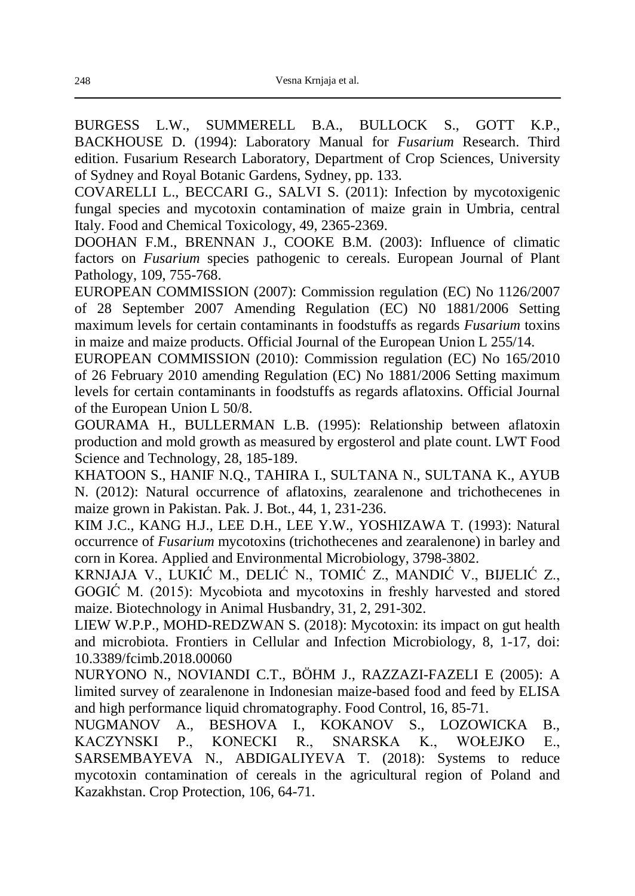BURGESS L.W., SUMMERELL B.A., BULLOCK S., GOTT K.P., BACKHOUSE D. (1994): Laboratory Manual for *Fusarium* Research. Third edition. Fusarium Research Laboratory, Department of Crop Sciences, University of Sydney and Royal Botanic Gardens, Sydney, pp. 133.

COVARELLI L., BECCARI G., SALVI S. (2011): Infection by mycotoxigenic fungal species and mycotoxin contamination of maize grain in Umbria, central Italy. Food and Chemical Toxicology, 49, 2365-2369.

DOOHAN F.M., BRENNAN J., COOKE B.M. (2003): Influence of climatic factors on *Fusarium* species pathogenic to cereals. European Journal of Plant Pathology, 109, 755-768.

EUROPEAN COMMISSION (2007): Commission regulation (EC) No 1126/2007 of 28 September 2007 Amending Regulation (EC) N0 1881/2006 Setting maximum levels for certain contaminants in foodstuffs as regards *Fusarium* toxins in maize and maize products. Official Journal of the European Union L 255/14.

EUROPEAN COMMISSION (2010): Commission regulation (EC) No 165/2010 of 26 February 2010 amending Regulation (EC) No 1881/2006 Setting maximum levels for certain contaminants in foodstuffs as regards aflatoxins. Official Journal of the European Union L 50/8.

GOURAMA H., BULLERMAN L.B. (1995): Relationship between aflatoxin production and mold growth as measured by ergosterol and plate count. LWT Food Science and Technology, 28, 185-189.

KHATOON S., HANIF N.Q., TAHIRA I., SULTANA N., SULTANA K., AYUB N. (2012): Natural occurrence of aflatoxins, zearalenone and trichothecenes in maize grown in Pakistan. Pak. J. Bot., 44, 1, 231-236.

KIM J.C., KANG H.J., LEE D.H., LEE Y.W., YOSHIZAWA T. (1993): Natural occurrence of *Fusarium* mycotoxins (trichothecenes and zearalenone) in barley and corn in Korea. Applied and Environmental Microbiology, 3798-3802.

KRNJAJA V., LUKIĆ M., DELIĆ N., TOMIĆ Z., MANDIĆ V., BIJELIĆ Z., GOGIĆ M. (2015): Mycobiota and mycotoxins in freshly harvested and stored maize. Biotechnology in Animal Husbandry, 31, 2, 291-302.

LIEW W.P.P., MOHD-REDZWAN S. (2018): Mycotoxin: its impact on gut health and microbiota. Frontiers in Cellular and Infection Microbiology, 8, 1-17, doi: 10.3389/fcimb.2018.00060

NURYONO N., NOVIANDI C.T., BÖHM J., RAZZAZI-FAZELI E (2005): A limited survey of zearalenone in Indonesian maize-based food and feed by ELISA and high performance liquid chromatography. Food Control, 16, 85-71.

NUGMANOV A., BESHOVA I., KOKANOV S., LOZOWICKA B., KACZYNSKI P., KONECKI R., SNARSKA K., WOŁEJKO E., SARSEMBAYEVA N., ABDIGALIYEVA T. (2018): Systems to reduce mycotoxin contamination of cereals in the agricultural region of Poland and Kazakhstan. Crop Protection, 106, 64-71.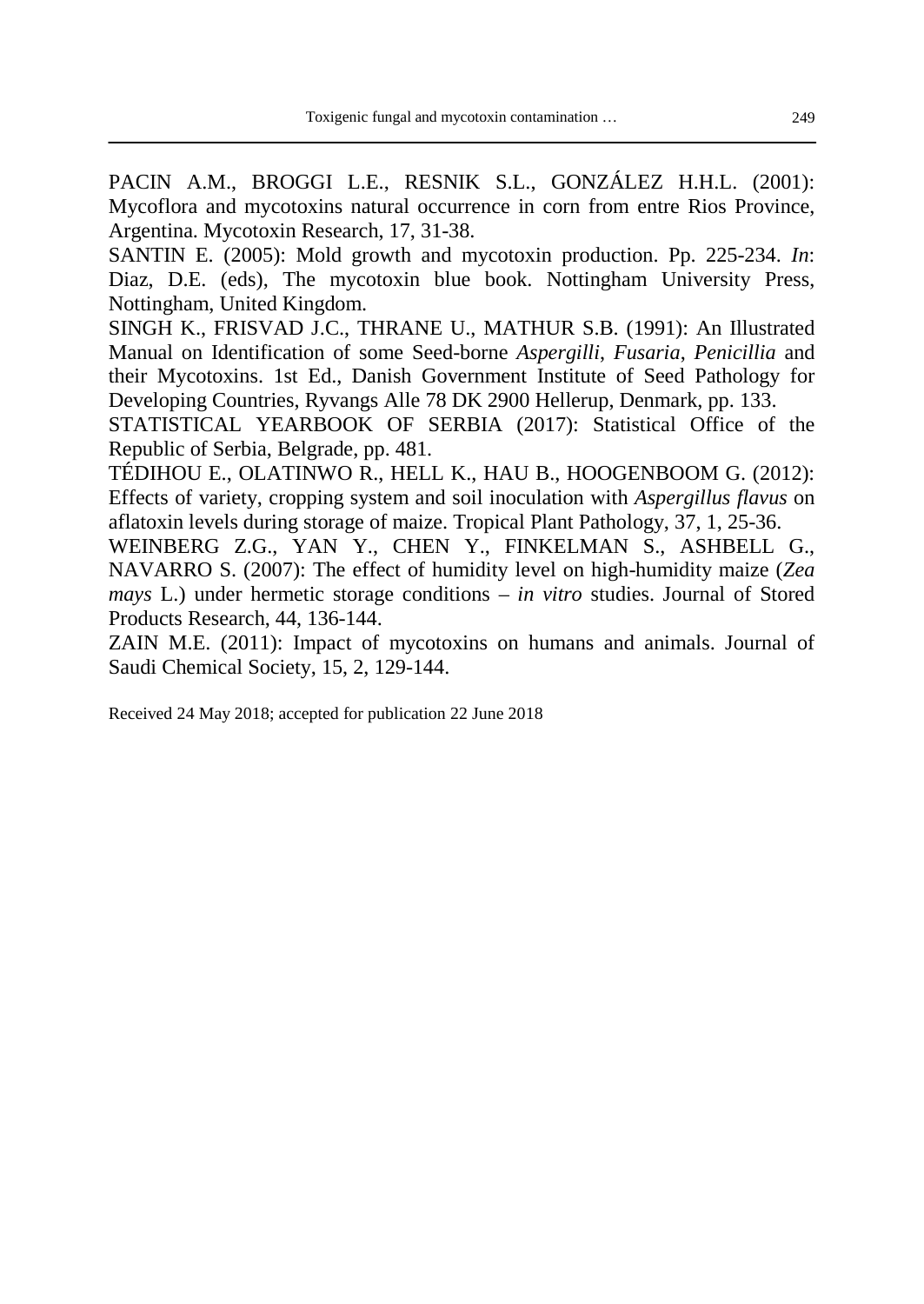PACIN A.M., BROGGI L.E., RESNIK S.L., GONZÁLEZ H.H.L. (2001): Mycoflora and mycotoxins natural occurrence in corn from entre Rios Province, Argentina. Mycotoxin Research, 17, 31-38.

SANTIN E. (2005): Mold growth and mycotoxin production. Pp. 225-234. *In*: Diaz, D.E. (eds), The mycotoxin blue book. Nottingham University Press, Nottingham, United Kingdom.

SINGH K., FRISVAD J.C., THRANE U., MATHUR S.B. (1991): An Illustrated Manual on Identification of some Seed-borne *Aspergilli*, *Fusaria*, *Penicillia* and their Mycotoxins. 1st Ed., Danish Government Institute of Seed Pathology for Developing Countries, Ryvangs Alle 78 DK 2900 Hellerup, Denmark, pp. 133.

STATISTICAL YEARBOOK OF SERBIA (2017): Statistical Office of the Republic of Serbia, Belgrade, pp. 481.

TÉDIHOU E., OLATINWO R., HELL K., HAU B., HOOGENBOOM G. (2012): Effects of variety, cropping system and soil inoculation with *Aspergillus flavus* on aflatoxin levels during storage of maize. Tropical Plant Pathology, 37, 1, 25-36.

WEINBERG Z.G., YAN Y., CHEN Y., FINKELMAN S., ASHBELL G., NAVARRO S. (2007): The effect of humidity level on high-humidity maize (*Zea mays* L.) under hermetic storage conditions – *in vitro* studies. Journal of Stored Products Research, 44, 136-144.

ZAIN M.E. (2011): Impact of mycotoxins on humans and animals. Journal of Saudi Chemical Society, 15, 2, 129-144.

Received 24 May 2018; accepted for publication 22 June 2018